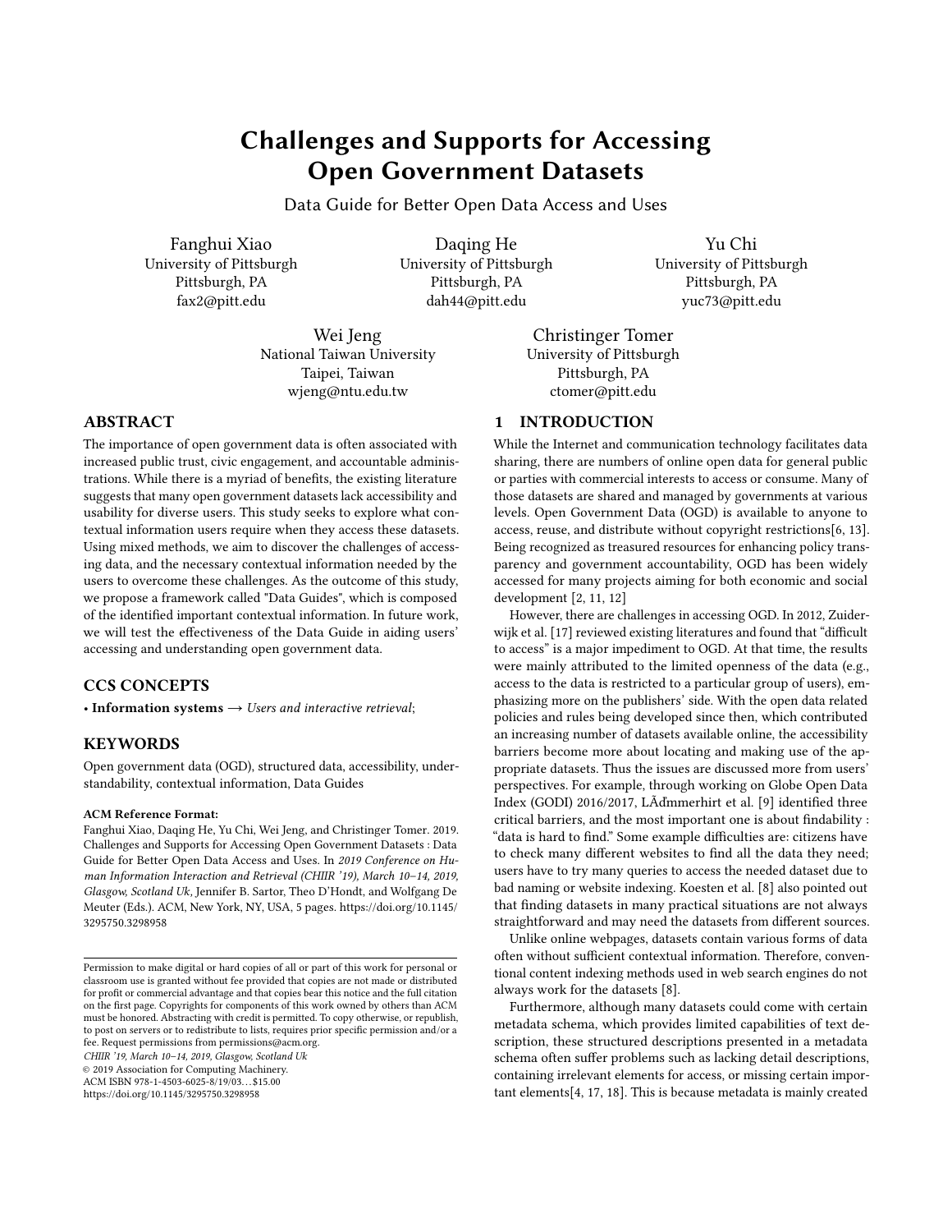# Challenges and Supports for Accessing Open Government Datasets

Data Guide for Better Open Data Access and Uses

Fanghui Xiao
University of Pittsburgh
Pittsburgh, PA
fax2@pitt.edu

Daqing He
University of Pittsburgh
Pittsburgh, PA
dah44@pitt.edu

Yu Chi
University of Pittsburgh
Pittsburgh, PA
yuc73@pitt.edu

Wei Jeng
National Taiwan University
Taipei, Taiwan
wjeng@ntu.edu.tw

Christinger Tomer
University of Pittsburgh
Pittsburgh, PA
ctomer@pitt.edu

## ABSTRACT

The importance of open government data is often associated with increased public trust, civic engagement, and accountable administrations. While there is a myriad of benefits, the existing literature suggests that many open government datasets lack accessibility and usability for diverse users. This study seeks to explore what contextual information users require when they access these datasets. Using mixed methods, we aim to discover the challenges of accessing data, and the necessary contextual information needed by the users to overcome these challenges. As the outcome of this study, we propose a framework called "Data Guides", which is composed of the identified important contextual information. In future work, we will test the effectiveness of the Data Guide in aiding users' accessing and understanding open government data.

## CCS CONCEPTS

• **Information systems** → *Users and interactive retrieval*;

## KEYWORDS

Open government data (OGD), structured data, accessibility, understandability, contextual information, Data Guides

**ACM Reference Format:**
Fanghui Xiao, Daqing He, Yu Chi, Wei Jeng, and Christinger Tomer. 2019. Challenges and Supports for Accessing Open Government Datasets : Data Guide for Better Open Data Access and Uses. In *2019 Conference on Human Information Interaction and Retrieval (CHIIR '19), March 10–14, 2019, Glasgow, Scotland Uk,* Jennifer B. Sartor, Theo D'Hondt, and Wolfgang De Meuter (Eds.). ACM, New York, NY, USA, 5 pages. https://doi.org/10.1145/3295750.3298958

Permission to make digital or hard copies of all or part of this work for personal or classroom use is granted without fee provided that copies are not made or distributed for profit or commercial advantage and that copies bear this notice and the full citation on the first page. Copyrights for components of this work owned by others than ACM must be honored. Abstracting with credit is permitted. To copy otherwise, or republish, to post on servers or to redistribute to lists, requires prior specific permission and/or a fee. Request permissions from permissions@acm.org.
*CHIIR '19, March 10–14, 2019, Glasgow, Scotland Uk*
© 2019 Association for Computing Machinery.
ACM ISBN 978-1-4503-6025-8/19/03…$15.00
https://doi.org/10.1145/3295750.3298958

## 1 INTRODUCTION

While the Internet and communication technology facilitates data sharing, there are numbers of online open data for general public or parties with commercial interests to access or consume. Many of those datasets are shared and managed by governments at various levels. Open Government Data (OGD) is available to anyone to access, reuse, and distribute without copyright restrictions[6, 13]. Being recognized as treasured resources for enhancing policy transparency and government accountability, OGD has been widely accessed for many projects aiming for both economic and social development [2, 11, 12]

However, there are challenges in accessing OGD. In 2012, Zuiderwijk et al. [17] reviewed existing literatures and found that "difficult to access" is a major impediment to OGD. At that time, the results were mainly attributed to the limited openness of the data (e.g., access to the data is restricted to a particular group of users), emphasizing more on the publishers' side. With the open data related policies and rules being developed since then, which contributed an increasing number of datasets available online, the accessibility barriers become more about locating and making use of the appropriate datasets. Thus the issues are discussed more from users' perspectives. For example, through working on Globe Open Data Index (GODI) 2016/2017, LÃďmmerhirt et al. [9] identified three critical barriers, and the most important one is about findability : "data is hard to find." Some example difficulties are: citizens have to check many different websites to find all the data they need; users have to try many queries to access the needed dataset due to bad naming or website indexing. Koesten et al. [8] also pointed out that finding datasets in many practical situations are not always straightforward and may need the datasets from different sources.

Unlike online webpages, datasets contain various forms of data often without sufficient contextual information. Therefore, conventional content indexing methods used in web search engines do not always work for the datasets [8].

Furthermore, although many datasets could come with certain metadata schema, which provides limited capabilities of text description, these structured descriptions presented in a metadata schema often suffer problems such as lacking detail descriptions, containing irrelevant elements for access, or missing certain important elements[4, 17, 18]. This is because metadata is mainly created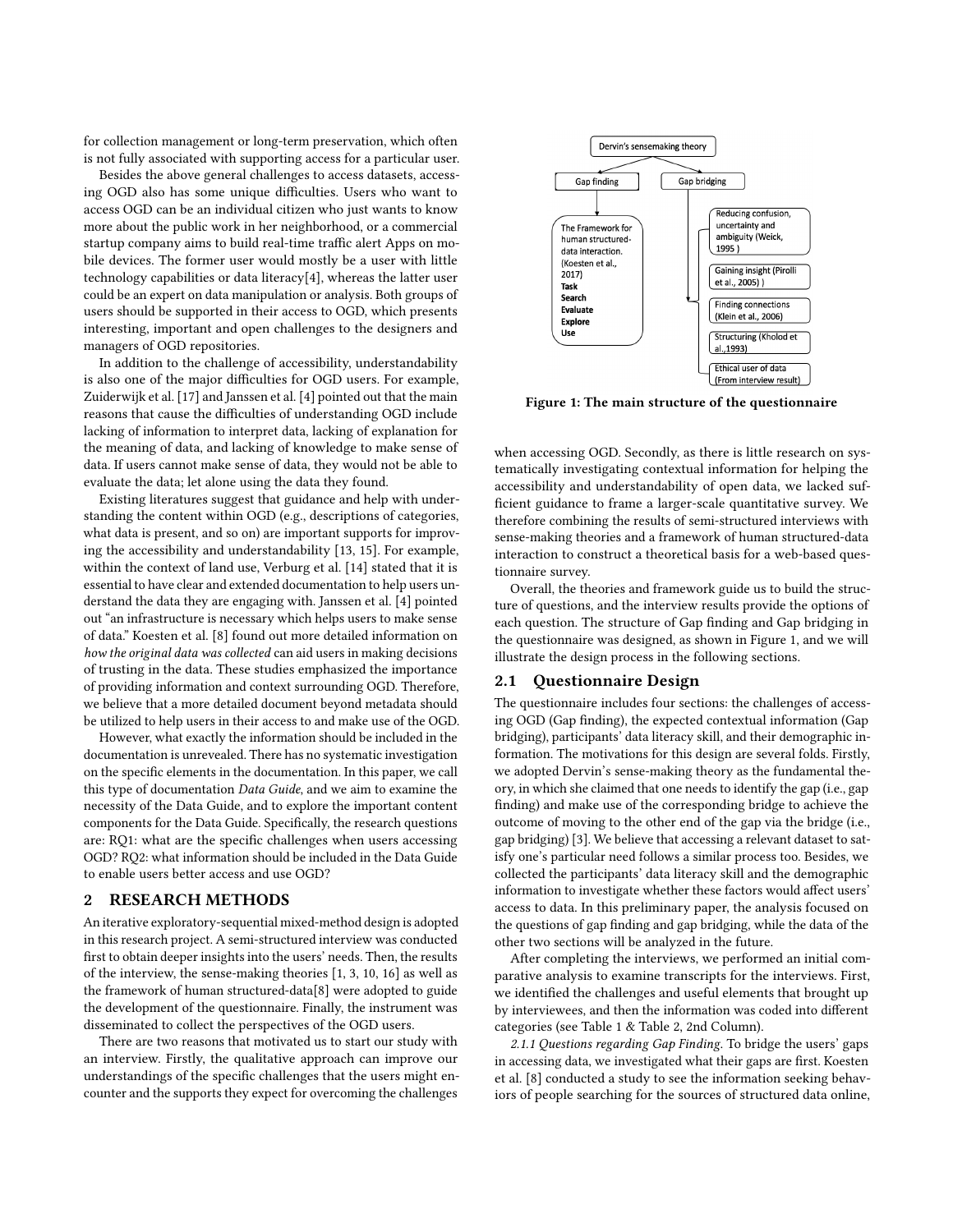for collection management or long-term preservation, which often is not fully associated with supporting access for a particular user.

Besides the above general challenges to access datasets, accessing OGD also has some unique difficulties. Users who want to access OGD can be an individual citizen who just wants to know more about the public work in her neighborhood, or a commercial startup company aims to build real-time traffic alert Apps on mobile devices. The former user would mostly be a user with little technology capabilities or data literacy[4], whereas the latter user could be an expert on data manipulation or analysis. Both groups of users should be supported in their access to OGD, which presents interesting, important and open challenges to the designers and managers of OGD repositories.

In addition to the challenge of accessibility, understandability is also one of the major difficulties for OGD users. For example, Zuiderwijk et al. [17] and Janssen et al. [4] pointed out that the main reasons that cause the difficulties of understanding OGD include lacking of information to interpret data, lacking of explanation for the meaning of data, and lacking of knowledge to make sense of data. If users cannot make sense of data, they would not be able to evaluate the data; let alone using the data they found.

Existing literatures suggest that guidance and help with understanding the content within OGD (e.g., descriptions of categories, what data is present, and so on) are important supports for improving the accessibility and understandability [13, 15]. For example, within the context of land use, Verburg et al. [14] stated that it is essential to have clear and extended documentation to help users understand the data they are engaging with. Janssen et al. [4] pointed out "an infrastructure is necessary which helps users to make sense of data." Koesten et al. [8] found out more detailed information on *how the original data was collected* can aid users in making decisions of trusting in the data. These studies emphasized the importance of providing information and context surrounding OGD. Therefore, we believe that a more detailed document beyond metadata should be utilized to help users in their access to and make use of the OGD.

However, what exactly the information should be included in the documentation is unrevealed. There has no systematic investigation on the specific elements in the documentation. In this paper, we call this type of documentation *Data Guide*, and we aim to examine the necessity of the Data Guide, and to explore the important content components for the Data Guide. Specifically, the research questions are: RQ1: what are the specific challenges when users accessing OGD? RQ2: what information should be included in the Data Guide to enable users better access and use OGD?

## 2 RESEARCH METHODS

An iterative exploratory-sequential mixed-method design is adopted in this research project. A semi-structured interview was conducted first to obtain deeper insights into the users' needs. Then, the results of the interview, the sense-making theories [1, 3, 10, 16] as well as the framework of human structured-data[8] were adopted to guide the development of the questionnaire. Finally, the instrument was disseminated to collect the perspectives of the OGD users.

There are two reasons that motivated us to start our study with an interview. Firstly, the qualitative approach can improve our understandings of the specific challenges that the users might encounter and the supports they expect for overcoming the challenges when accessing OGD. Secondly, as there is little research on systematically investigating contextual information for helping the accessibility and understandability of open data, we lacked sufficient guidance to frame a larger-scale quantitative survey. We therefore combining the results of semi-structured interviews with sense-making theories and a framework of human structured-data interaction to construct a theoretical basis for a web-based questionnaire survey.

Overall, the theories and framework guide us to build the structure of questions, and the interview results provide the options of each question. The structure of Gap finding and Gap bridging in the questionnaire was designed, as shown in Figure 1, and we will illustrate the design process in the following sections.

Dervin's sensemaking theory

Gap finding

Gap bridging

The Framework for human structured-data interaction. (Koesten et al., 2017)
**Task**
**Search**
**Evaluate**
**Explore**
**Use**

Reducing confusion, uncertainty and ambiguity (Weick, 1995 )

Gaining insight (Pirolli et al., 2005) )

Finding connections (Klein et al., 2006)

Structuring (Khold et al.,1993)

Ethical user of data (From interview result)

**Figure 1: The main structure of the questionnaire**

### 2.1 Questionnaire Design

The questionnaire includes four sections: the challenges of accessing OGD (Gap finding), the expected contextual information (Gap bridging), participants' data literacy skill, and their demographic information. The motivations for this design are several folds. Firstly, we adopted Dervin's sense-making theory as the fundamental theory, in which she claimed that one needs to identify the gap (i.e., gap finding) and make use of the corresponding bridge to achieve the outcome of moving to the other end of the gap via the bridge (i.e., gap bridging) [3]. We believe that accessing a relevant dataset to satisfy one's particular need follows a similar process too. Besides, we collected the participants' data literacy skill and the demographic information to investigate whether these factors would affect users' access to data. In this preliminary paper, the analysis focused on the questions of gap finding and gap bridging, while the data of the other two sections will be analyzed in the future.

After completing the interviews, we performed an initial comparative analysis to examine transcripts for the interviews. First, we identified the challenges and useful elements that brought up by interviewees, and then the information was coded into different categories (see Table 1 & Table 2, 2nd Column).

*2.1.1 Questions regarding Gap Finding.* To bridge the users' gaps in accessing data, we investigated what their gaps are first. Koesten et al. [8] conducted a study to see the information seeking behaviors of people searching for the sources of structured data online,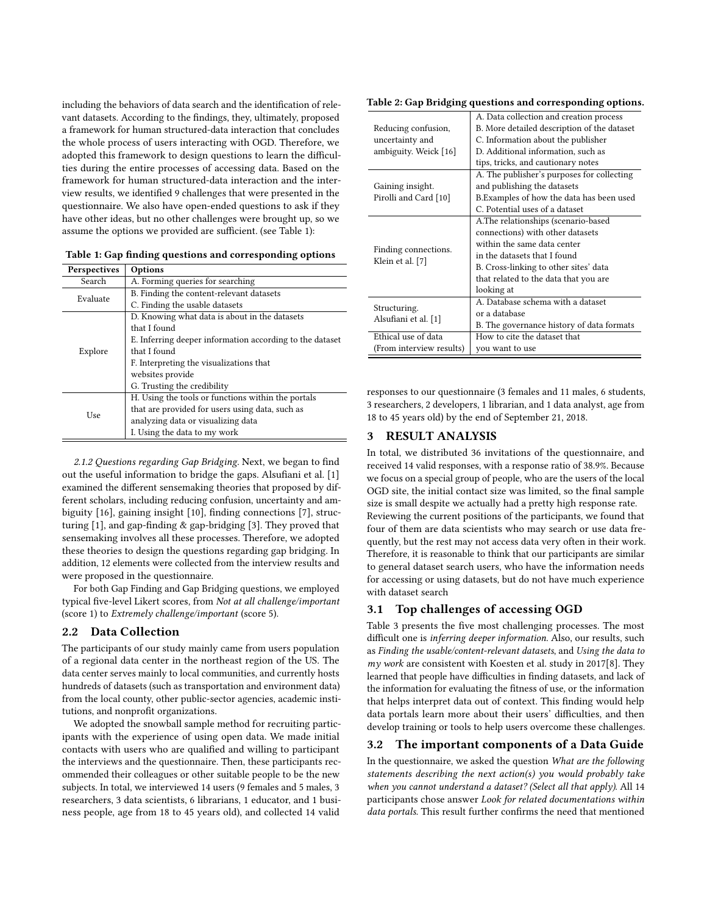including the behaviors of data search and the identification of relevant datasets. According to the findings, they, ultimately, proposed a framework for human structured-data interaction that concludes the whole process of users interacting with OGD. Therefore, we adopted this framework to design questions to learn the difficulties during the entire processes of accessing data. Based on the framework for human structured-data interaction and the interview results, we identified 9 challenges that were presented in the questionnaire. We also have open-ended questions to ask if they have other ideas, but no other challenges were brought up, so we assume the options we provided are sufficient. (see Table 1):

**Table 1: Gap finding questions and corresponding options**

| Perspectives | Options |
|---|---|
| Search | A. Forming queries for searching |
| Evaluate | B. Finding the content-relevant datasets<br>C. Finding the usable datasets |
| Explore | D. Knowing what data is about in the datasets that I found<br>E. Inferring deeper information according to the dataset that I found<br>F. Interpreting the visualizations that websites provide<br>G. Trusting the credibility |
| Use | H. Using the tools or functions within the portals that are provided for users using data, such as analyzing data or visualizing data<br>I. Using the data to my work |

*2.1.2 Questions regarding Gap Bridging.* Next, we began to find out the useful information to bridge the gaps. Alsufiani et al. [1] examined the different sensemaking theories that proposed by different scholars, including reducing confusion, uncertainty and ambiguity [16], gaining insight [10], finding connections [7], structuring [1], and gap-finding & gap-bridging [3]. They proved that sensemaking involves all these processes. Therefore, we adopted these theories to design the questions regarding gap bridging. In addition, 12 elements were collected from the interview results and were proposed in the questionnaire.

For both Gap Finding and Gap Bridging questions, we employed typical five-level Likert scores, from *Not at all challenge/important* (score 1) to *Extremely challenge/important* (score 5).

## 2.2 Data Collection

The participants of our study mainly came from users population of a regional data center in the northeast region of the US. The data center serves mainly to local communities, and currently hosts hundreds of datasets (such as transportation and environment data) from the local county, other public-sector agencies, academic institutions, and nonprofit organizations.

We adopted the snowball sample method for recruiting participants with the experience of using open data. We made initial contacts with users who are qualified and willing to participant the interviews and the questionnaire. Then, these participants recommended their colleagues or other suitable people to be the new subjects. In total, we interviewed 14 users (9 females and 5 males, 3 researchers, 3 data scientists, 6 librarians, 1 educator, and 1 business people, age from 18 to 45 years old), and collected 14 valid responses to our questionnaire (3 females and 11 males, 6 students, 3 researchers, 2 developers, 1 librarian, and 1 data analyst, age from 18 to 45 years old) by the end of September 21, 2018.

**Table 2: Gap Bridging questions and corresponding options.**

| | |
|---|---|
| Reducing confusion, uncertainty and ambiguity. Weick [16] | A. Data collection and creation process<br>B. More detailed description of the dataset<br>C. Information about the publisher<br>D. Additional information, such as tips, tricks, and cautionary notes |
| Gaining insight. Pirolli and Card [10] | A. The publisher's purposes for collecting and publishing the datasets<br>B.Examples of how the data has been used<br>C. Potential uses of a dataset |
| Finding connections. Klein et al. [7] | A.The relationships (scenario-based connections) with other datasets within the same data center in the datasets that I found<br>B. Cross-linking to other sites' data that related to the data that you are looking at |
| Structuring. Alsufiani et al. [1] | A. Database schema with a dataset or a database<br>B. The governance history of data formats |
| Ethical use of data (From interview results) | How to cite the dataset that you want to use |

# 3 RESULT ANALYSIS

In total, we distributed 36 invitations of the questionnaire, and received 14 valid responses, with a response ratio of 38.9%. Because we focus on a special group of people, who are the users of the local OGD site, the initial contact size was limited, so the final sample size is small despite we actually had a pretty high response rate. Reviewing the current positions of the participants, we found that four of them are data scientists who may search or use data frequently, but the rest may not access data very often in their work. Therefore, it is reasonable to think that our participants are similar to general dataset search users, who have the information needs for accessing or using datasets, but do not have much experience with dataset search

## 3.1 Top challenges of accessing OGD

Table 3 presents the five most challenging processes. The most difficult one is *inferring deeper information*. Also, our results, such as *Finding the usable/content-relevant datasets*, and *Using the data to my work* are consistent with Koesten et al. study in 2017[8]. They learned that people have difficulties in finding datasets, and lack of the information for evaluating the fitness of use, or the information that helps interpret data out of context. This finding would help data portals learn more about their users' difficulties, and then develop training or tools to help users overcome these challenges.

## 3.2 The important components of a Data Guide

In the questionnaire, we asked the question *What are the following statements describing the next action(s) you would probably take when you cannot understand a dataset? (Select all that apply)*. All 14 participants chose answer *Look for related documentations within data portals*. This result further confirms the need that mentioned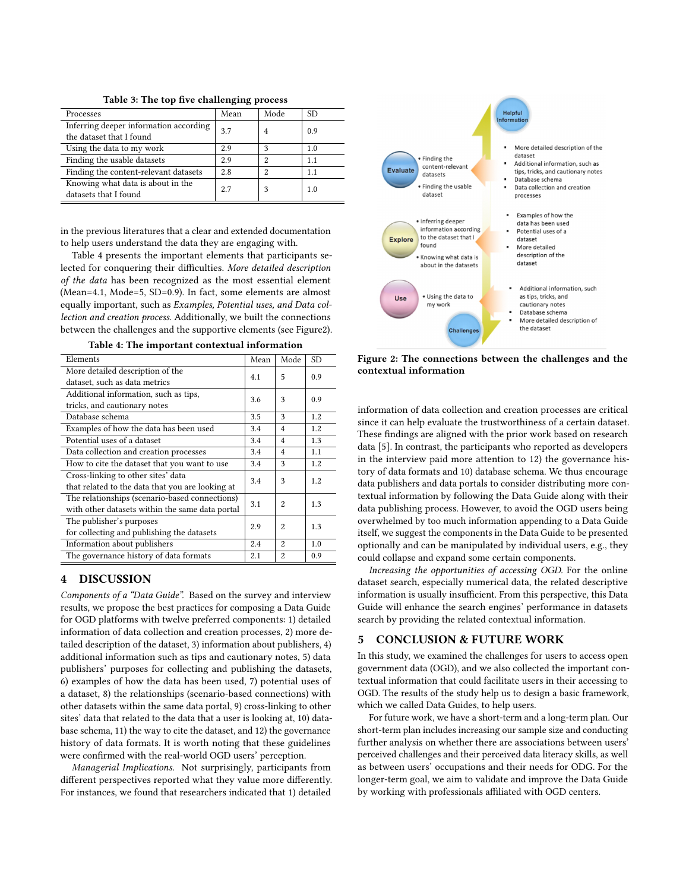Table 3: The top five challenging process

| Processes | Mean | Mode | SD |
| --- | --- | --- | --- |
| Inferring deeper information according the dataset that I found | 3.7 | 4 | 0.9 |
| Using the data to my work | 2.9 | 3 | 1.0 |
| Finding the usable datasets | 2.9 | 2 | 1.1 |
| Finding the content-relevant datasets | 2.8 | 2 | 1.1 |
| Knowing what data is about in the datasets that I found | 2.7 | 3 | 1.0 |

in the previous literatures that a clear and extended documentation to help users understand the data they are engaging with.

Table 4 presents the important elements that participants selected for conquering their difficulties. *More detailed description of the data* has been recognized as the most essential element (Mean=4.1, Mode=5, SD=0.9). In fact, some elements are almost equally important, such as *Examples, Potential uses, and Data collection and creation process.* Additionally, we built the connections between the challenges and the supportive elements (see Figure2).

Table 4: The important contextual information

| Elements | Mean | Mode | SD |
| --- | --- | --- | --- |
| More detailed description of the dataset, such as data metrics | 4.1 | 5 | 0.9 |
| Additional information, such as tips, tricks, and cautionary notes | 3.6 | 3 | 0.9 |
| Database schema | 3.5 | 3 | 1.2 |
| Examples of how the data has been used | 3.4 | 4 | 1.2 |
| Potential uses of a dataset | 3.4 | 4 | 1.3 |
| Data collection and creation processes | 3.4 | 4 | 1.1 |
| How to cite the dataset that you want to use | 3.4 | 3 | 1.2 |
| Cross-linking to other sites' data that related to the data that you are looking at | 3.4 | 3 | 1.2 |
| The relationships (scenario-based connections) with other datasets within the same data portal | 3.1 | 2 | 1.3 |
| The publisher's purposes for collecting and publishing the datasets | 2.9 | 2 | 1.3 |
| Information about publishers | 2.4 | 2 | 1.0 |
| The governance history of data formats | 2.1 | 2 | 0.9 |

## 4 DISCUSSION

*Components of a "Data Guide".* Based on the survey and interview results, we propose the best practices for composing a Data Guide for OGD platforms with twelve preferred components: 1) detailed information of data collection and creation processes, 2) more detailed description of the dataset, 3) information about publishers, 4) additional information such as tips and cautionary notes, 5) data publishers' purposes for collecting and publishing the datasets, 6) examples of how the data has been used, 7) potential uses of a dataset, 8) the relationships (scenario-based connections) with other datasets within the same data portal, 9) cross-linking to other sites' data that related to the data that a user is looking at, 10) database schema, 11) the way to cite the dataset, and 12) the governance history of data formats. It is worth noting that these guidelines were confirmed with the real-world OGD users' perception.

*Managerial Implications.* Not surprisingly, participants from different perspectives reported what they value more differently. For instances, we found that researchers indicated that 1) detailed

Helpful Information

Evaluate
• Finding the content-relevant datasets
• Finding the usable dataset

▪ More detailed description of the dataset
▪ Additional information, such as tips, tricks, and cautionary notes
▪ Database schema
▪ Data collection and creation processes

Explore
• Inferring deeper information according to the dataset that I found
• Knowing what data is about in the datasets

▪ Examples of how the data has been used
▪ Potential uses of a dataset
▪ More detailed description of the dataset

Use
• Using the data to my work

▪ Additional information, such as tips, tricks, and cautionary notes
▪ Database schema
▪ More detailed description of the dataset

Challenges

**Figure 2: The connections between the challenges and the contextual information**

information of data collection and creation processes are critical since it can help evaluate the trustworthiness of a certain dataset. These findings are aligned with the prior work based on research data [5]. In contrast, the participants who reported as developers in the interview paid more attention to 12) the governance history of data formats and 10) database schema. We thus encourage data publishers and data portals to consider distributing more contextual information by following the Data Guide along with their data publishing process. However, to avoid the OGD users being overwhelmed by too much information appending to a Data Guide itself, we suggest the components in the Data Guide to be presented optionally and can be manipulated by individual users, e.g., they could collapse and expand some certain components.

*Increasing the opportunities of accessing OGD.* For the online dataset search, especially numerical data, the related descriptive information is usually insufficient. From this perspective, this Data Guide will enhance the search engines' performance in datasets search by providing the related contextual information.

## 5 CONCLUSION & FUTURE WORK

In this study, we examined the challenges for users to access open government data (OGD), and we also collected the important contextual information that could facilitate users in their accessing to OGD. The results of the study help us to design a basic framework, which we called Data Guides, to help users.

For future work, we have a short-term and a long-term plan. Our short-term plan includes increasing our sample size and conducting further analysis on whether there are associations between users' perceived challenges and their perceived data literacy skills, as well as between users' occupations and their needs for ODG. For the longer-term goal, we aim to validate and improve the Data Guide by working with professionals affiliated with OGD centers.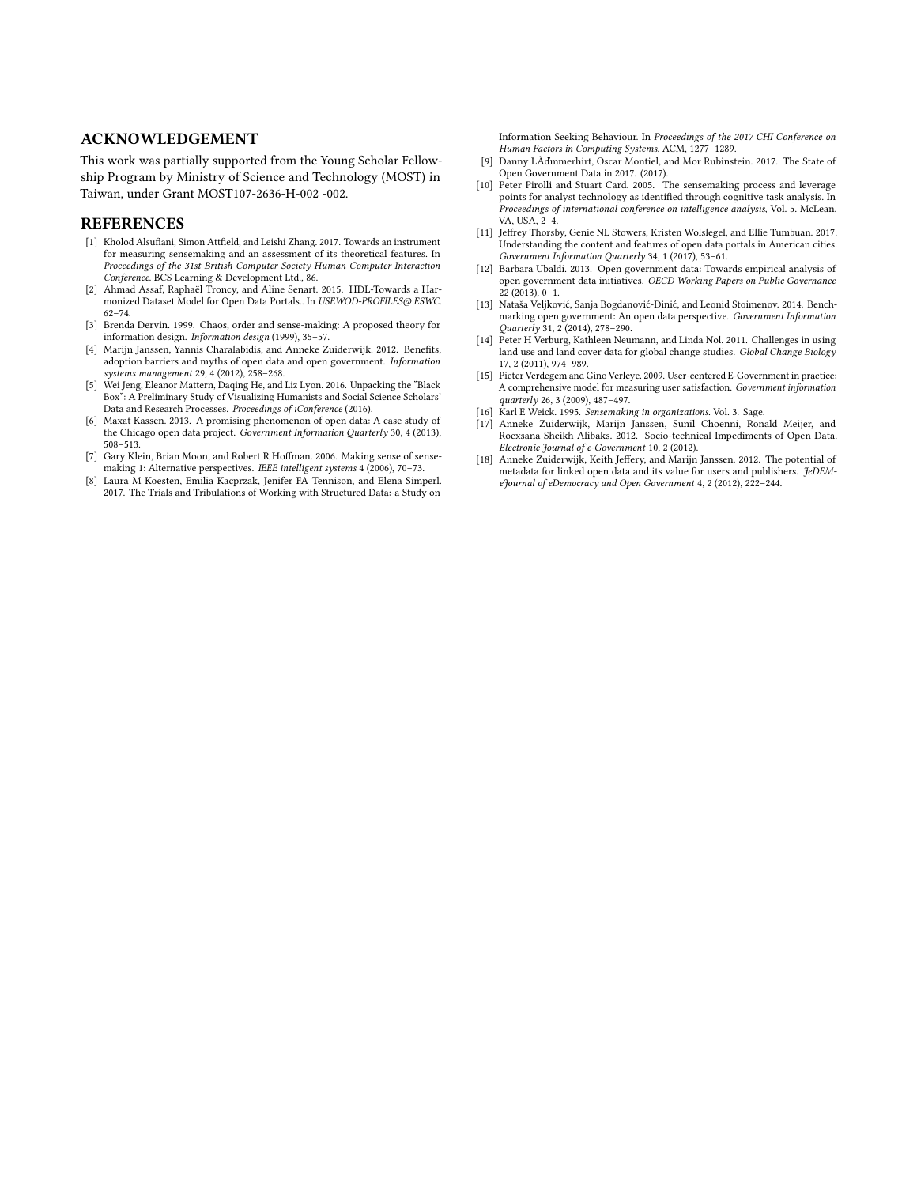## ACKNOWLEDGEMENT

This work was partially supported from the Young Scholar Fellowship Program by Ministry of Science and Technology (MOST) in Taiwan, under Grant MOST107-2636-H-002 -002.

## REFERENCES

[1] Kholod Alsufiani, Simon Attfield, and Leishi Zhang. 2017. Towards an instrument for measuring sensemaking and an assessment of its theoretical features. In *Proceedings of the 31st British Computer Society Human Computer Interaction Conference*. BCS Learning & Development Ltd., 86.

[2] Ahmad Assaf, Raphaël Troncy, and Aline Senart. 2015. HDL-Towards a Harmonized Dataset Model for Open Data Portals.. In *USEWOD-PROFILES@ ESWC*. 62–74.

[3] Brenda Dervin. 1999. Chaos, order and sense-making: A proposed theory for information design. *Information design* (1999), 35–57.

[4] Marijn Janssen, Yannis Charalabidis, and Anneke Zuiderwijk. 2012. Benefits, adoption barriers and myths of open data and open government. *Information systems management* 29, 4 (2012), 258–268.

[5] Wei Jeng, Eleanor Mattern, Daqing He, and Liz Lyon. 2016. Unpacking the "Black Box": A Preliminary Study of Visualizing Humanists and Social Science Scholars' Data and Research Processes. *Proceedings of iConference* (2016).

[6] Maxat Kassen. 2013. A promising phenomenon of open data: A case study of the Chicago open data project. *Government Information Quarterly* 30, 4 (2013), 508–513.

[7] Gary Klein, Brian Moon, and Robert R Hoffman. 2006. Making sense of sensemaking 1: Alternative perspectives. *IEEE intelligent systems* 4 (2006), 70–73.

[8] Laura M Koesten, Emilia Kacprzak, Jenifer FA Tennison, and Elena Simperl. 2017. The Trials and Tribulations of Working with Structured Data:-a Study on Information Seeking Behaviour. In *Proceedings of the 2017 CHI Conference on Human Factors in Computing Systems*. ACM, 1277–1289.

[9] Danny LÃďmmerhirt, Oscar Montiel, and Mor Rubinstein. 2017. The State of Open Government Data in 2017. (2017).

[10] Peter Pirolli and Stuart Card. 2005. The sensemaking process and leverage points for analyst technology as identified through cognitive task analysis. In *Proceedings of international conference on intelligence analysis*, Vol. 5. McLean, VA, USA, 2–4.

[11] Jeffrey Thorsby, Genie NL Stowers, Kristen Wolslegel, and Ellie Tumbuan. 2017. Understanding the content and features of open data portals in American cities. *Government Information Quarterly* 34, 1 (2017), 53–61.

[12] Barbara Ubaldi. 2013. Open government data: Towards empirical analysis of open government data initiatives. *OECD Working Papers on Public Governance* 22 (2013), 0–1.

[13] Nataša Veljković, Sanja Bogdanović-Dinić, and Leonid Stoimenov. 2014. Benchmarking open government: An open data perspective. *Government Information Quarterly* 31, 2 (2014), 278–290.

[14] Peter H Verburg, Kathleen Neumann, and Linda Nol. 2011. Challenges in using land use and land cover data for global change studies. *Global Change Biology* 17, 2 (2011), 974–989.

[15] Pieter Verdegem and Gino Verleye. 2009. User-centered E-Government in practice: A comprehensive model for measuring user satisfaction. *Government information quarterly* 26, 3 (2009), 487–497.

[16] Karl E Weick. 1995. *Sensemaking in organizations*. Vol. 3. Sage.

[17] Anneke Zuiderwijk, Marijn Janssen, Sunil Choenni, Ronald Meijer, and Roexsana Sheikh Alibaks. 2012. Socio-technical Impediments of Open Data. *Electronic Journal of e-Government* 10, 2 (2012).

[18] Anneke Zuiderwijk, Keith Jeffery, and Marijn Janssen. 2012. The potential of metadata for linked open data and its value for users and publishers. *JeDEM-eJournal of eDemocracy and Open Government* 4, 2 (2012), 222–244.